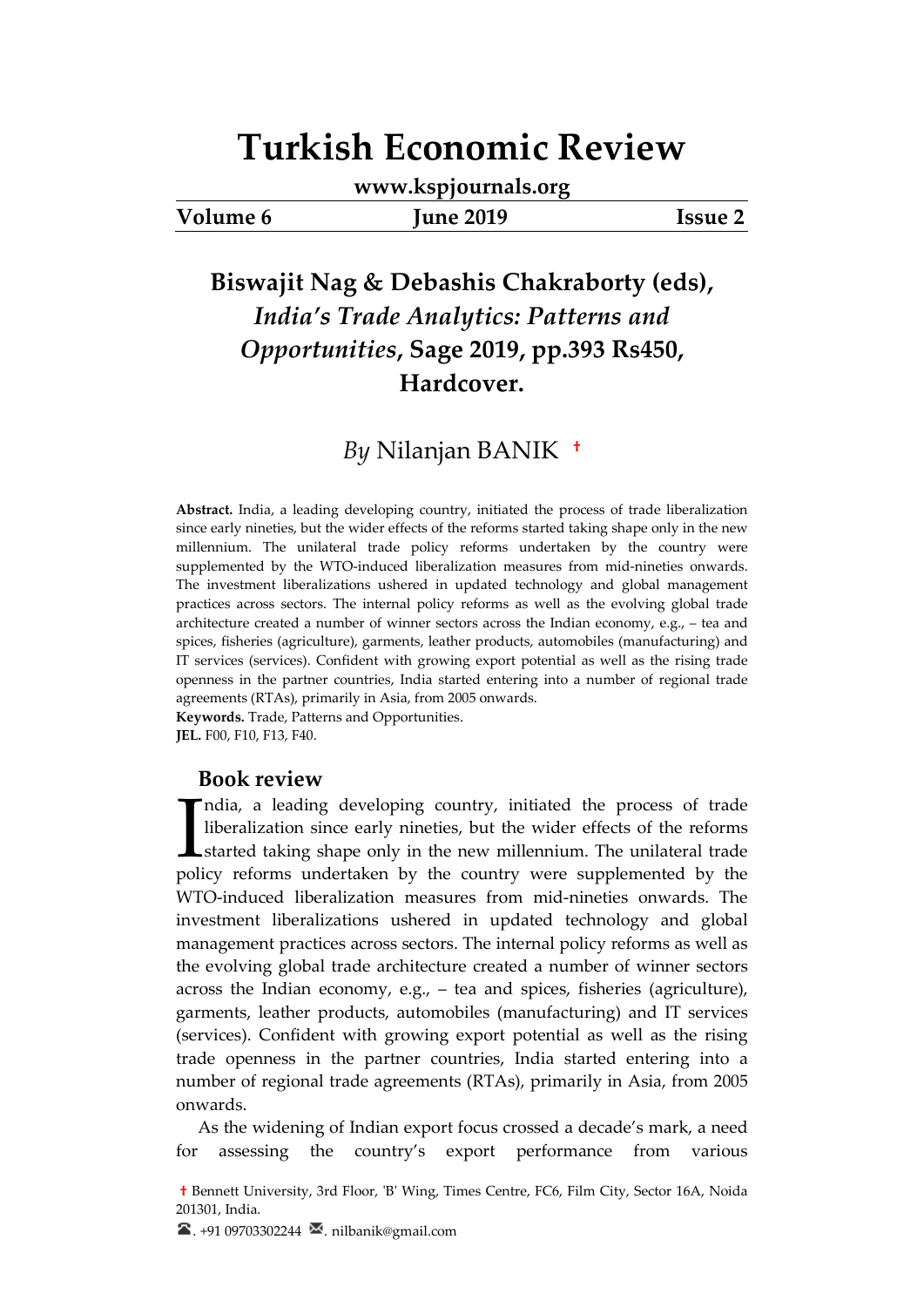# Turkish Economic Review

# Biswajit Nag & Debashis Chakraborty (eds), *India's Trade Analytics: Patterns and Opportunities*, Sage 2019, pp.393 Rs450, Hardcover.

*By* Nilanjan BANIK [†]

**Abstract.** India, a leading developing country, initiated the process of trade liberalization since early nineties, but the wider effects of the reforms started taking shape only in the new millennium. The unilateral trade policy reforms undertaken by the country were supplemented by the WTO-induced liberalization measures from mid-nineties onwards. The investment liberalizations ushered in updated technology and global management practices across sectors. The internal policy reforms as well as the evolving global trade architecture created a number of winner sectors across the Indian economy, e.g., – tea and spices, fisheries (agriculture), garments, leather products, automobiles (manufacturing) and IT services (services). Confident with growing export potential as well as the rising trade openness in the partner countries, India started entering into a number of regional trade agreements (RTAs), primarily in Asia, from 2005 onwards.

**Keywords.** Trade, Patterns and Opportunities.

**JEL.** F00, F10, F13, F40.

## Book review

India, a leading developing country, initiated the process of trade liberalization since early nineties, but the wider effects of the reforms started taking shape only in the new millennium. The unilateral trade policy reforms undertaken by the country were supplemented by the WTO-induced liberalization measures from mid-nineties onwards. The investment liberalizations ushered in updated technology and global management practices across sectors. The internal policy reforms as well as the evolving global trade architecture created a number of winner sectors across the Indian economy, e.g., – tea and spices, fisheries (agriculture), garments, leather products, automobiles (manufacturing) and IT services (services). Confident with growing export potential as well as the rising trade openness in the partner countries, India started entering into a number of regional trade agreements (RTAs), primarily in Asia, from 2005 onwards.

As the widening of Indian export focus crossed a decade's mark, a need for assessing the country's export performance from various

---

[†] Bennett University, 3rd Floor, 'B' Wing, Times Centre, FC6, Film City, Sector 16A, Noida 201301, India.

☎. +91 09703302244 ✉. nilbanik@gmail.com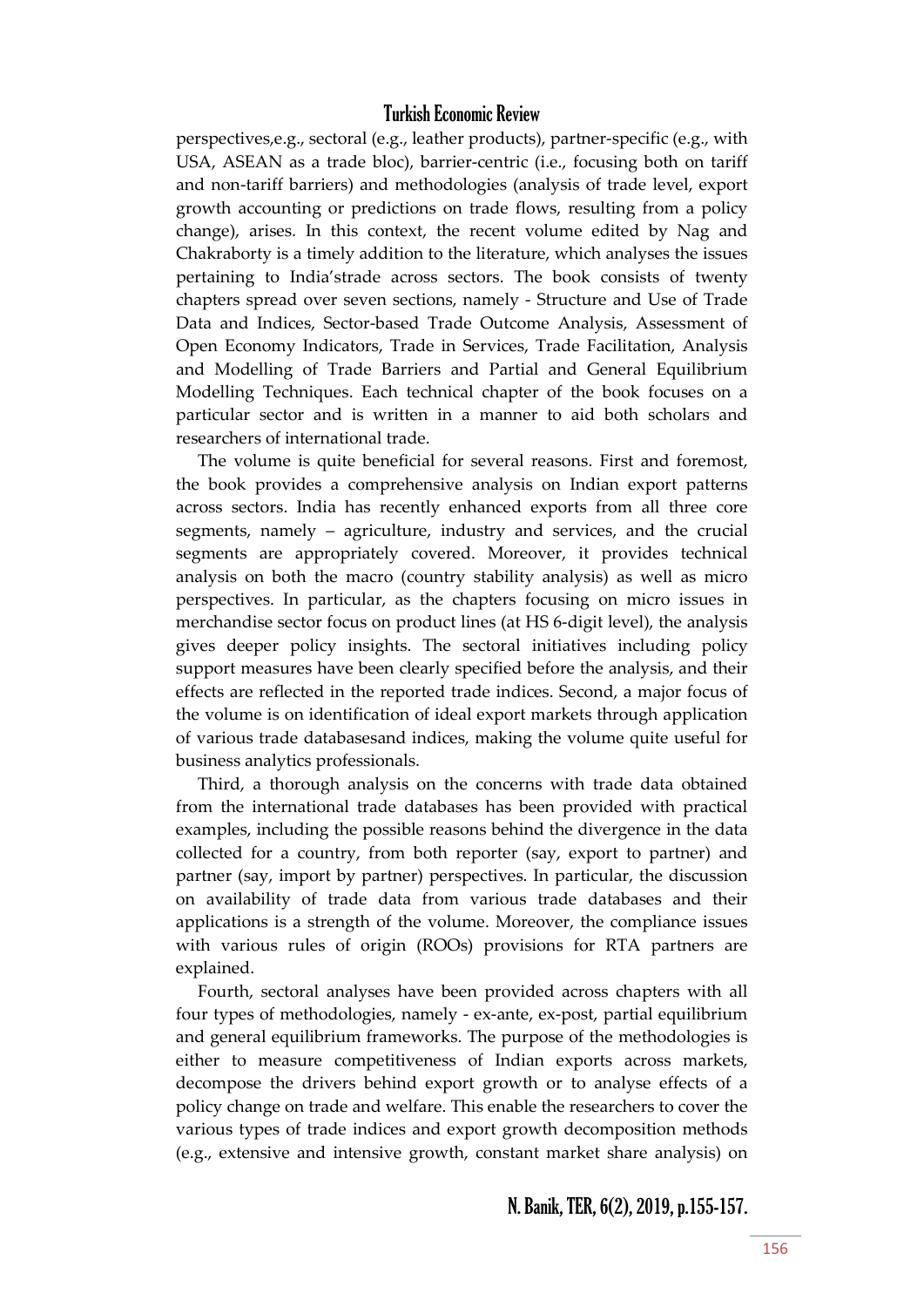perspectives,e.g., sectoral (e.g., leather products), partner-specific (e.g., with USA, ASEAN as a trade bloc), barrier-centric (i.e., focusing both on tariff and non-tariff barriers) and methodologies (analysis of trade level, export growth accounting or predictions on trade flows, resulting from a policy change), arises. In this context, the recent volume edited by Nag and Chakraborty is a timely addition to the literature, which analyses the issues pertaining to India'strade across sectors. The book consists of twenty chapters spread over seven sections, namely - Structure and Use of Trade Data and Indices, Sector-based Trade Outcome Analysis, Assessment of Open Economy Indicators, Trade in Services, Trade Facilitation, Analysis and Modelling of Trade Barriers and Partial and General Equilibrium Modelling Techniques. Each technical chapter of the book focuses on a particular sector and is written in a manner to aid both scholars and researchers of international trade.

The volume is quite beneficial for several reasons. First and foremost, the book provides a comprehensive analysis on Indian export patterns across sectors. India has recently enhanced exports from all three core segments, namely – agriculture, industry and services, and the crucial segments are appropriately covered. Moreover, it provides technical analysis on both the macro (country stability analysis) as well as micro perspectives. In particular, as the chapters focusing on micro issues in merchandise sector focus on product lines (at HS 6-digit level), the analysis gives deeper policy insights. The sectoral initiatives including policy support measures have been clearly specified before the analysis, and their effects are reflected in the reported trade indices. Second, a major focus of the volume is on identification of ideal export markets through application of various trade databasesand indices, making the volume quite useful for business analytics professionals.

Third, a thorough analysis on the concerns with trade data obtained from the international trade databases has been provided with practical examples, including the possible reasons behind the divergence in the data collected for a country, from both reporter (say, export to partner) and partner (say, import by partner) perspectives. In particular, the discussion on availability of trade data from various trade databases and their applications is a strength of the volume. Moreover, the compliance issues with various rules of origin (ROOs) provisions for RTA partners are explained.

Fourth, sectoral analyses have been provided across chapters with all four types of methodologies, namely - ex-ante, ex-post, partial equilibrium and general equilibrium frameworks. The purpose of the methodologies is either to measure competitiveness of Indian exports across markets, decompose the drivers behind export growth or to analyse effects of a policy change on trade and welfare. This enable the researchers to cover the various types of trade indices and export growth decomposition methods (e.g., extensive and intensive growth, constant market share analysis) on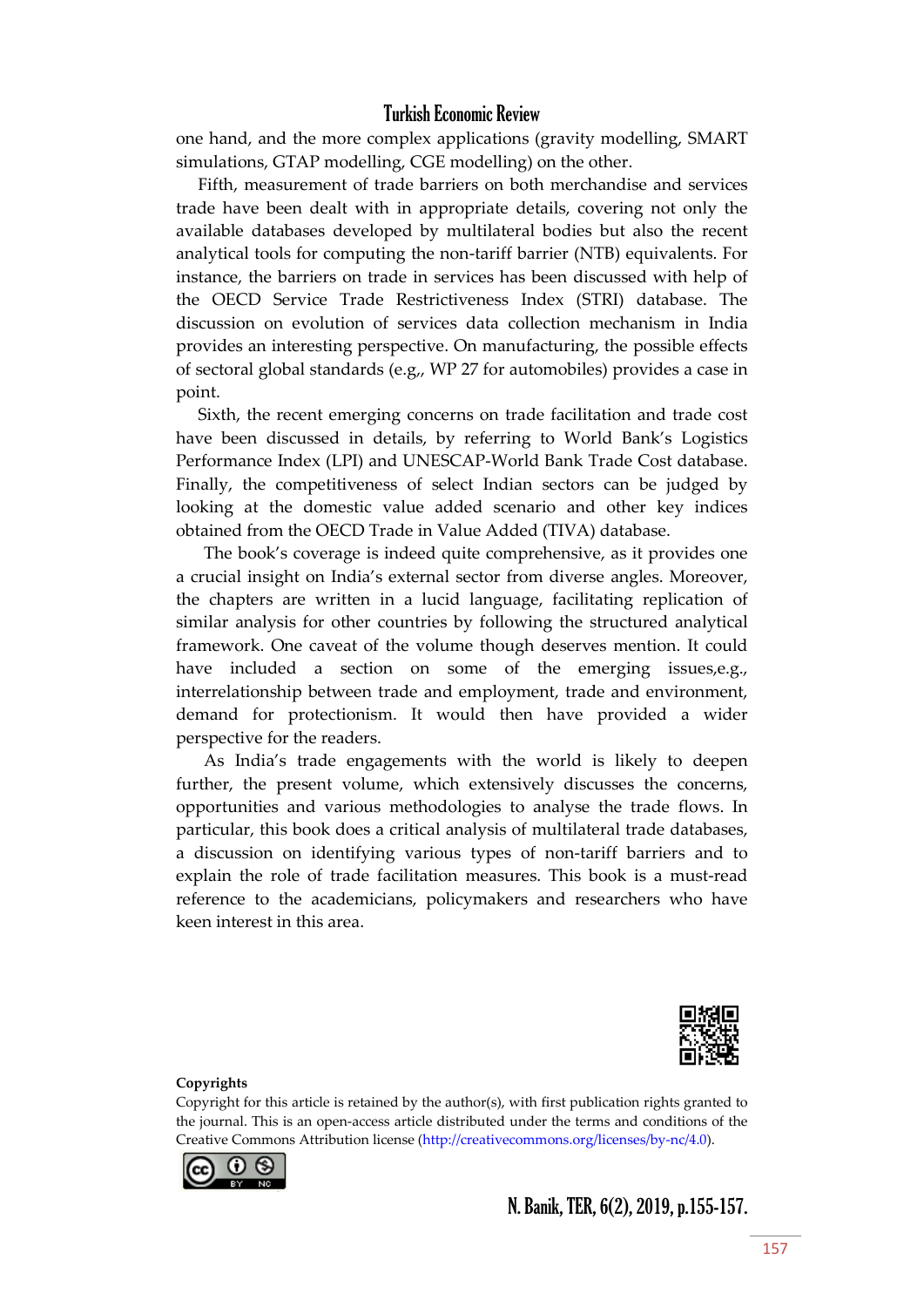one hand, and the more complex applications (gravity modelling, SMART simulations, GTAP modelling, CGE modelling) on the other.

Fifth, measurement of trade barriers on both merchandise and services trade have been dealt with in appropriate details, covering not only the available databases developed by multilateral bodies but also the recent analytical tools for computing the non-tariff barrier (NTB) equivalents. For instance, the barriers on trade in services has been discussed with help of the OECD Service Trade Restrictiveness Index (STRI) database. The discussion on evolution of services data collection mechanism in India provides an interesting perspective. On manufacturing, the possible effects of sectoral global standards (e.g,, WP 27 for automobiles) provides a case in point.

Sixth, the recent emerging concerns on trade facilitation and trade cost have been discussed in details, by referring to World Bank's Logistics Performance Index (LPI) and UNESCAP-World Bank Trade Cost database. Finally, the competitiveness of select Indian sectors can be judged by looking at the domestic value added scenario and other key indices obtained from the OECD Trade in Value Added (TIVA) database.

The book's coverage is indeed quite comprehensive, as it provides one a crucial insight on India's external sector from diverse angles. Moreover, the chapters are written in a lucid language, facilitating replication of similar analysis for other countries by following the structured analytical framework. One caveat of the volume though deserves mention. It could have included a section on some of the emerging issues,e.g., interrelationship between trade and employment, trade and environment, demand for protectionism. It would then have provided a wider perspective for the readers.

As India's trade engagements with the world is likely to deepen further, the present volume, which extensively discusses the concerns, opportunities and various methodologies to analyse the trade flows. In particular, this book does a critical analysis of multilateral trade databases, a discussion on identifying various types of non-tariff barriers and to explain the role of trade facilitation measures. This book is a must-read reference to the academicians, policymakers and researchers who have keen interest in this area.

**Copyrights**

Copyright for this article is retained by the author(s), with first publication rights granted to the journal. This is an open-access article distributed under the terms and conditions of the Creative Commons Attribution license (http://creativecommons.org/licenses/by-nc/4.0).